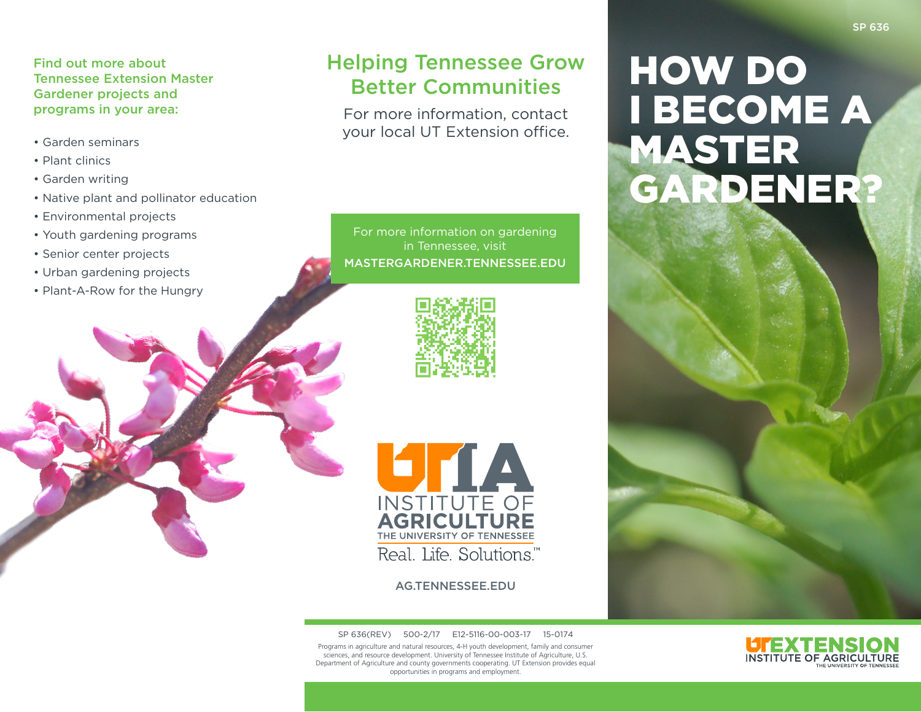# HOW DO I BECOME A MASTER GARDENER?

SP 636

**Find out more about Tennessee Extension Master Gardener projects and programs in your area:**

- Garden seminars
- Plant clinics
- Garden writing
- Native plant and pollinator education
- Environmental projects
- Youth gardening programs
- Senior center projects
- Urban gardening projects
- Plant-A-Row for the Hungry

## Helping Tennessee Grow Better Communities

For more information, contact your local UT Extension office.

For more information on gardening in Tennessee, visit
MASTERGARDENER.TENNESSEE.EDU

UTIA INSTITUTE OF AGRICULTURE
THE UNIVERSITY OF TENNESSEE
Real. Life. Solutions.™

AG.TENNESSEE.EDU

SP 636(REV) 500-2/17 E12-5116-00-003-17 15-0174

Programs in agriculture and natural resources, 4-H youth development, family and consumer sciences, and resource development. University of Tennessee Institute of Agriculture, U.S. Department of Agriculture and county governments cooperating. UT Extension provides equal opportunities in programs and employment.

UT EXTENSION
INSTITUTE OF AGRICULTURE
THE UNIVERSITY OF TENNESSEE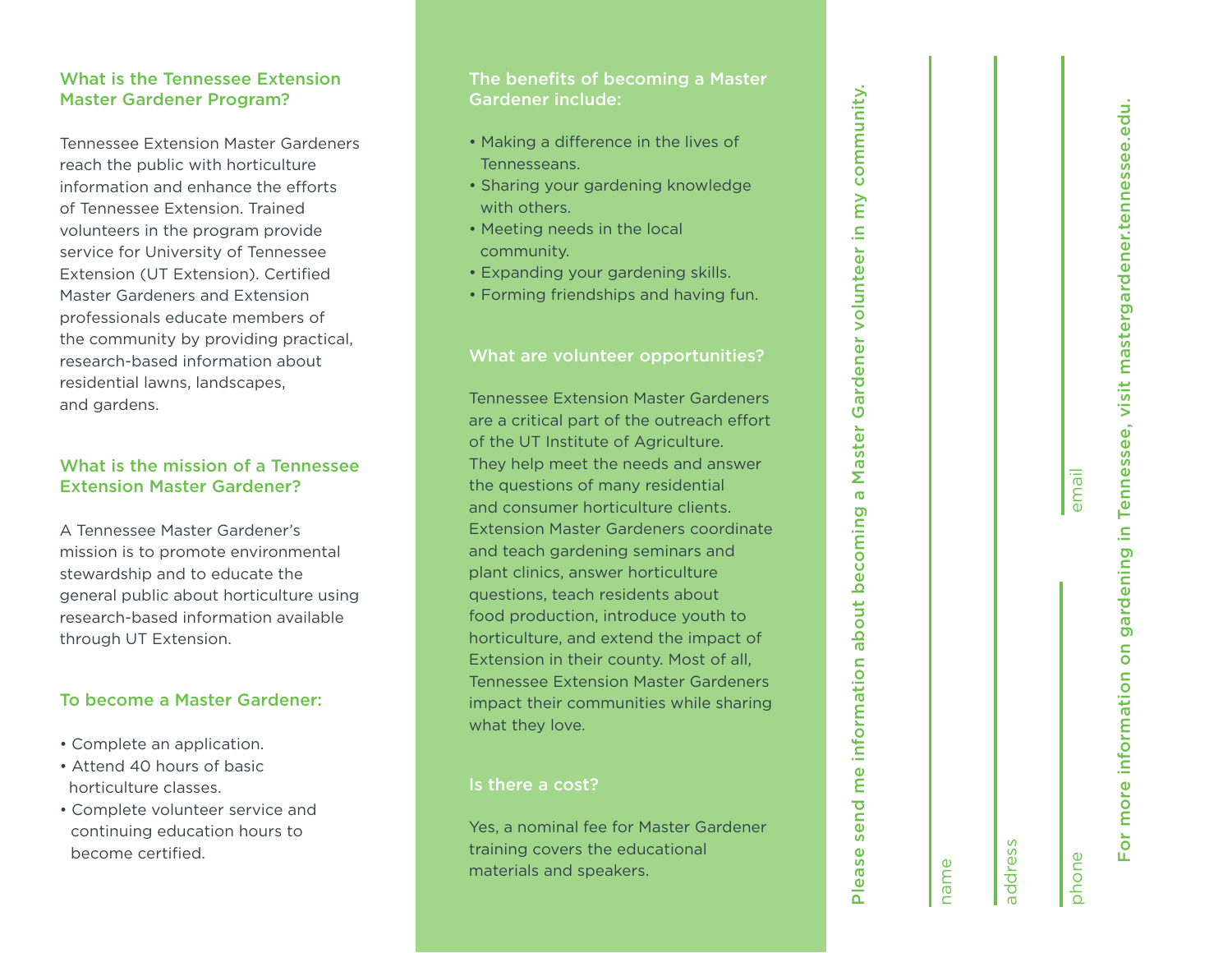## What is the Tennessee Extension Master Gardener Program?

Tennessee Extension Master Gardeners reach the public with horticulture information and enhance the efforts of Tennessee Extension. Trained volunteers in the program provide service for University of Tennessee Extension (UT Extension). Certified Master Gardeners and Extension professionals educate members of the community by providing practical, research-based information about residential lawns, landscapes, and gardens.

## What is the mission of a Tennessee Extension Master Gardener?

A Tennessee Master Gardener's mission is to promote environmental stewardship and to educate the general public about horticulture using research-based information available through UT Extension.

## To become a Master Gardener:

- Complete an application.
- Attend 40 hours of basic horticulture classes.
- Complete volunteer service and continuing education hours to become certified.

## The benefits of becoming a Master Gardener include:

- Making a difference in the lives of Tennesseans.
- Sharing your gardening knowledge with others.
- Meeting needs in the local community.
- Expanding your gardening skills.
- Forming friendships and having fun.

## What are volunteer opportunities?

Tennessee Extension Master Gardeners are a critical part of the outreach effort of the UT Institute of Agriculture. They help meet the needs and answer the questions of many residential and consumer horticulture clients. Extension Master Gardeners coordinate and teach gardening seminars and plant clinics, answer horticulture questions, teach residents about food production, introduce youth to horticulture, and extend the impact of Extension in their county. Most of all, Tennessee Extension Master Gardeners impact their communities while sharing what they love.

## Is there a cost?

Yes, a nominal fee for Master Gardener training covers the educational materials and speakers.

**Please send me information about becoming a Master Gardener volunteer in my community.**

name

address

phone

email

**For more information on gardening in Tennessee, visit mastergardener.tennessee.edu.**